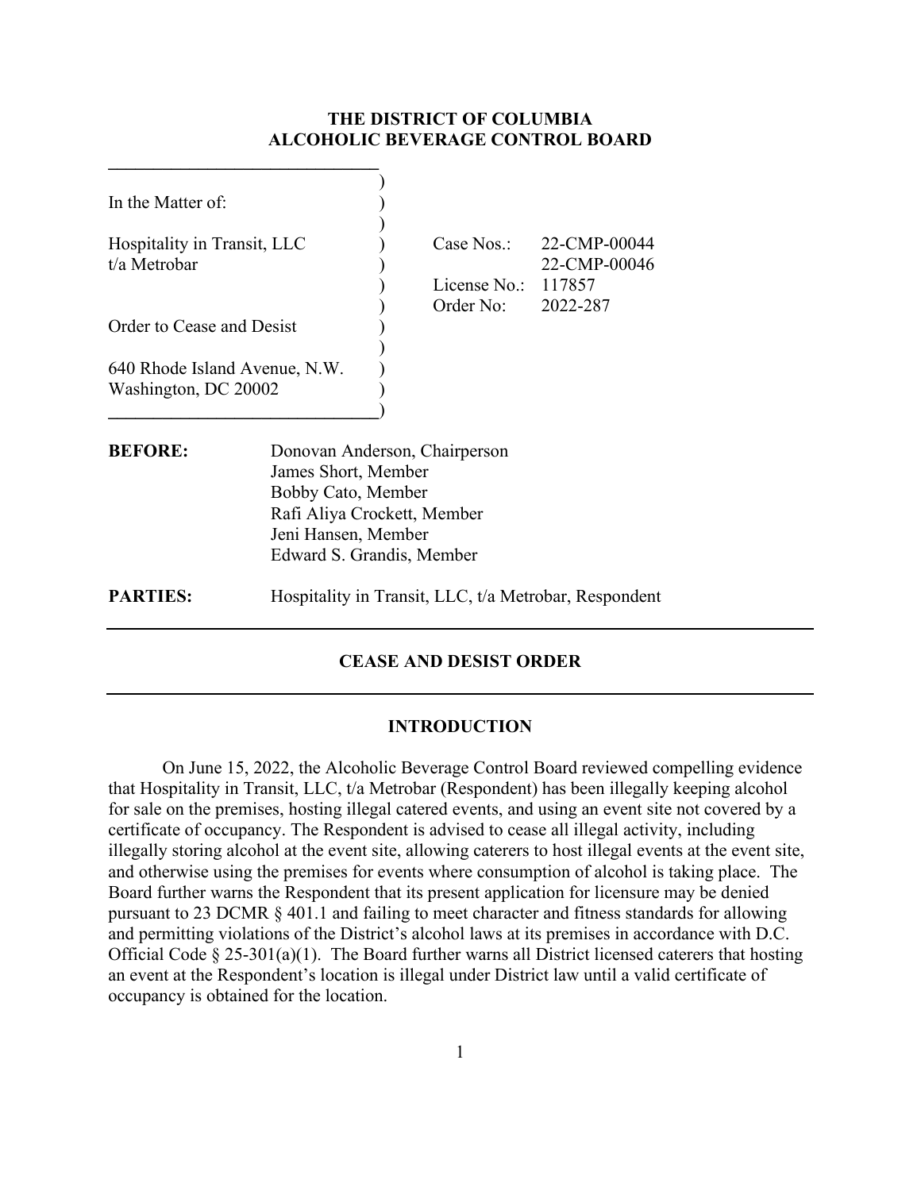# THE DISTRICT OF COLUMBIA
# ALCOHOLIC BEVERAGE CONTROL BOARD

| | | |
|---|---|---|
| In the Matter of: | | |
| Hospitality in Transit, LLC t/a Metrobar | Case Nos.: | 22-CMP-00044 22-CMP-00046 |
| | License No.: | 117857 |
| | Order No: | 2022-287 |
| Order to Cease and Desist | | |
| 640 Rhode Island Avenue, N.W. Washington, DC 20002 | | |

**BEFORE:** Donovan Anderson, Chairperson
James Short, Member
Bobby Cato, Member
Rafi Aliya Crockett, Member
Jeni Hansen, Member
Edward S. Grandis, Member

**PARTIES:** Hospitality in Transit, LLC, t/a Metrobar, Respondent

## CEASE AND DESIST ORDER

## INTRODUCTION

On June 15, 2022, the Alcoholic Beverage Control Board reviewed compelling evidence that Hospitality in Transit, LLC, t/a Metrobar (Respondent) has been illegally keeping alcohol for sale on the premises, hosting illegal catered events, and using an event site not covered by a certificate of occupancy. The Respondent is advised to cease all illegal activity, including illegally storing alcohol at the event site, allowing caterers to host illegal events at the event site, and otherwise using the premises for events where consumption of alcohol is taking place. The Board further warns the Respondent that its present application for licensure may be denied pursuant to 23 DCMR § 401.1 and failing to meet character and fitness standards for allowing and permitting violations of the District's alcohol laws at its premises in accordance with D.C. Official Code § 25-301(a)(1). The Board further warns all District licensed caterers that hosting an event at the Respondent's location is illegal under District law until a valid certificate of occupancy is obtained for the location.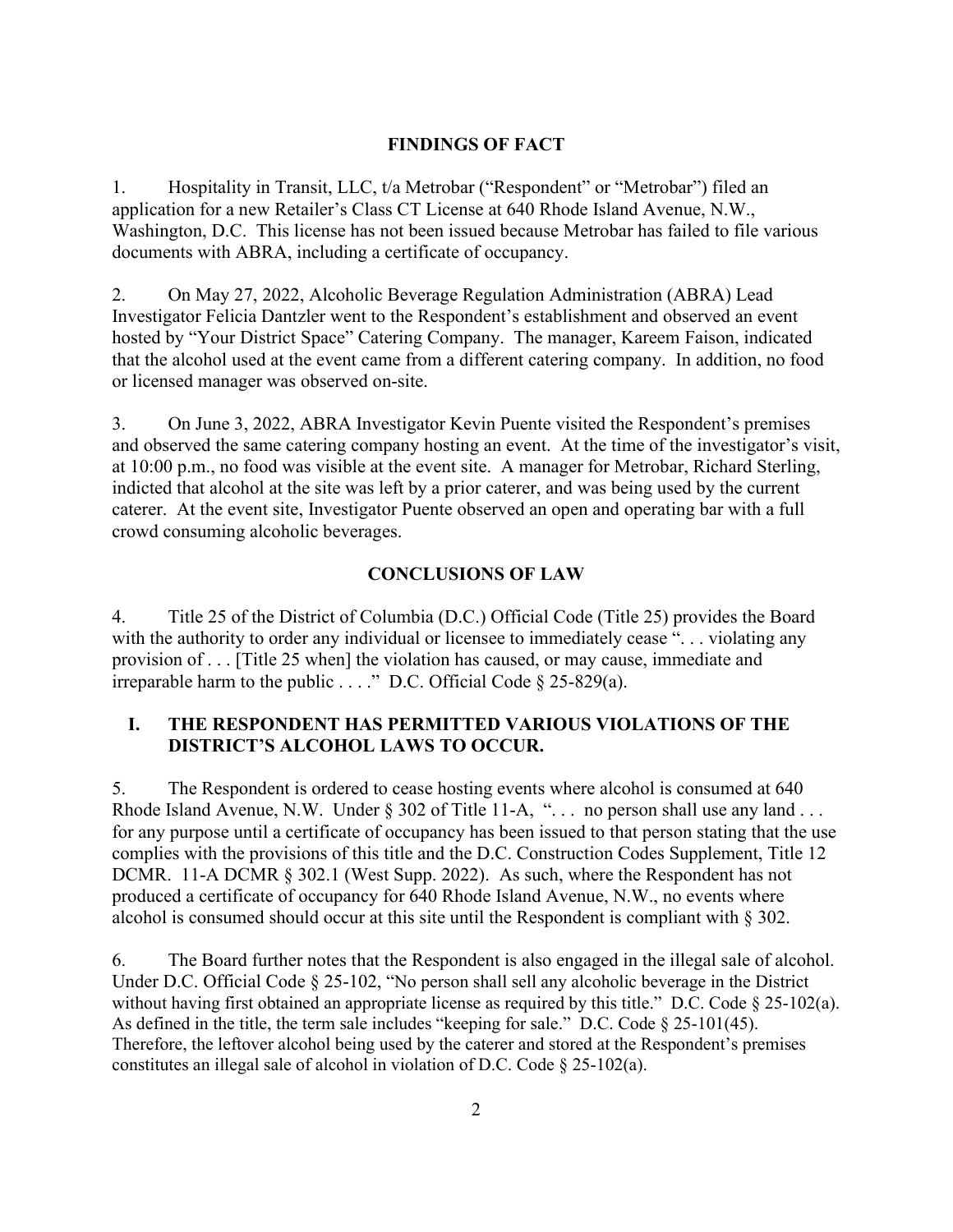## FINDINGS OF FACT

1. Hospitality in Transit, LLC, t/a Metrobar ("Respondent" or "Metrobar") filed an application for a new Retailer's Class CT License at 640 Rhode Island Avenue, N.W., Washington, D.C. This license has not been issued because Metrobar has failed to file various documents with ABRA, including a certificate of occupancy.

2. On May 27, 2022, Alcoholic Beverage Regulation Administration (ABRA) Lead Investigator Felicia Dantzler went to the Respondent's establishment and observed an event hosted by "Your District Space" Catering Company. The manager, Kareem Faison, indicated that the alcohol used at the event came from a different catering company. In addition, no food or licensed manager was observed on-site.

3. On June 3, 2022, ABRA Investigator Kevin Puente visited the Respondent's premises and observed the same catering company hosting an event. At the time of the investigator's visit, at 10:00 p.m., no food was visible at the event site. A manager for Metrobar, Richard Sterling, indicted that alcohol at the site was left by a prior caterer, and was being used by the current caterer. At the event site, Investigator Puente observed an open and operating bar with a full crowd consuming alcoholic beverages.

## CONCLUSIONS OF LAW

4. Title 25 of the District of Columbia (D.C.) Official Code (Title 25) provides the Board with the authority to order any individual or licensee to immediately cease ". . . violating any provision of . . . [Title 25 when] the violation has caused, or may cause, immediate and irreparable harm to the public . . . ." D.C. Official Code § 25-829(a).

### I. THE RESPONDENT HAS PERMITTED VARIOUS VIOLATIONS OF THE DISTRICT'S ALCOHOL LAWS TO OCCUR.

5. The Respondent is ordered to cease hosting events where alcohol is consumed at 640 Rhode Island Avenue, N.W. Under § 302 of Title 11-A, ". . . no person shall use any land . . . for any purpose until a certificate of occupancy has been issued to that person stating that the use complies with the provisions of this title and the D.C. Construction Codes Supplement, Title 12 DCMR. 11-A DCMR § 302.1 (West Supp. 2022). As such, where the Respondent has not produced a certificate of occupancy for 640 Rhode Island Avenue, N.W., no events where alcohol is consumed should occur at this site until the Respondent is compliant with § 302.

6. The Board further notes that the Respondent is also engaged in the illegal sale of alcohol. Under D.C. Official Code § 25-102, "No person shall sell any alcoholic beverage in the District without having first obtained an appropriate license as required by this title." D.C. Code § 25-102(a). As defined in the title, the term sale includes "keeping for sale." D.C. Code § 25-101(45). Therefore, the leftover alcohol being used by the caterer and stored at the Respondent's premises constitutes an illegal sale of alcohol in violation of D.C. Code § 25-102(a).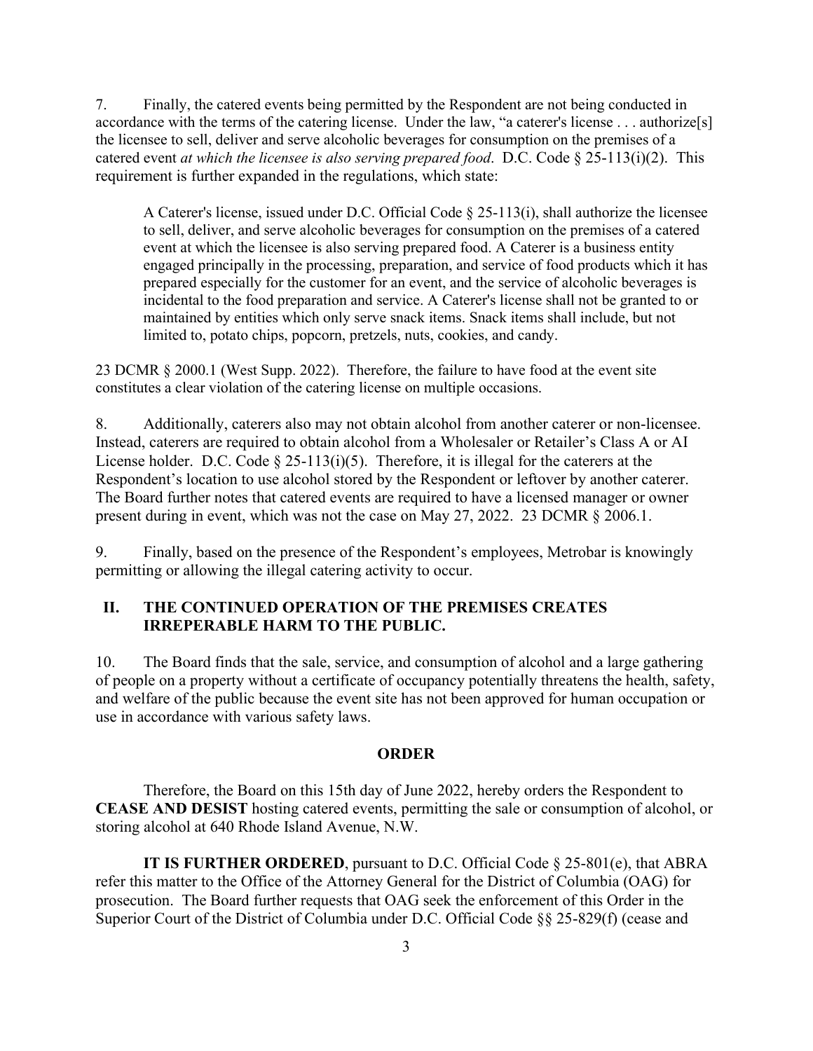7. Finally, the catered events being permitted by the Respondent are not being conducted in accordance with the terms of the catering license. Under the law, "a caterer's license . . . authorize[s] the licensee to sell, deliver and serve alcoholic beverages for consumption on the premises of a catered event *at which the licensee is also serving prepared food*. D.C. Code § 25-113(i)(2). This requirement is further expanded in the regulations, which state:

> A Caterer's license, issued under D.C. Official Code § 25-113(i), shall authorize the licensee to sell, deliver, and serve alcoholic beverages for consumption on the premises of a catered event at which the licensee is also serving prepared food. A Caterer is a business entity engaged principally in the processing, preparation, and service of food products which it has prepared especially for the customer for an event, and the service of alcoholic beverages is incidental to the food preparation and service. A Caterer's license shall not be granted to or maintained by entities which only serve snack items. Snack items shall include, but not limited to, potato chips, popcorn, pretzels, nuts, cookies, and candy.

23 DCMR § 2000.1 (West Supp. 2022). Therefore, the failure to have food at the event site constitutes a clear violation of the catering license on multiple occasions.

8. Additionally, caterers also may not obtain alcohol from another caterer or non-licensee. Instead, caterers are required to obtain alcohol from a Wholesaler or Retailer's Class A or AI License holder. D.C. Code § 25-113(i)(5). Therefore, it is illegal for the caterers at the Respondent's location to use alcohol stored by the Respondent or leftover by another caterer. The Board further notes that catered events are required to have a licensed manager or owner present during in event, which was not the case on May 27, 2022. 23 DCMR § 2006.1.

9. Finally, based on the presence of the Respondent's employees, Metrobar is knowingly permitting or allowing the illegal catering activity to occur.

## II. THE CONTINUED OPERATION OF THE PREMISES CREATES IRREPERABLE HARM TO THE PUBLIC.

10. The Board finds that the sale, service, and consumption of alcohol and a large gathering of people on a property without a certificate of occupancy potentially threatens the health, safety, and welfare of the public because the event site has not been approved for human occupation or use in accordance with various safety laws.

## ORDER

Therefore, the Board on this 15th day of June 2022, hereby orders the Respondent to **CEASE AND DESIST** hosting catered events, permitting the sale or consumption of alcohol, or storing alcohol at 640 Rhode Island Avenue, N.W.

**IT IS FURTHER ORDERED**, pursuant to D.C. Official Code § 25-801(e), that ABRA refer this matter to the Office of the Attorney General for the District of Columbia (OAG) for prosecution. The Board further requests that OAG seek the enforcement of this Order in the Superior Court of the District of Columbia under D.C. Official Code §§ 25-829(f) (cease and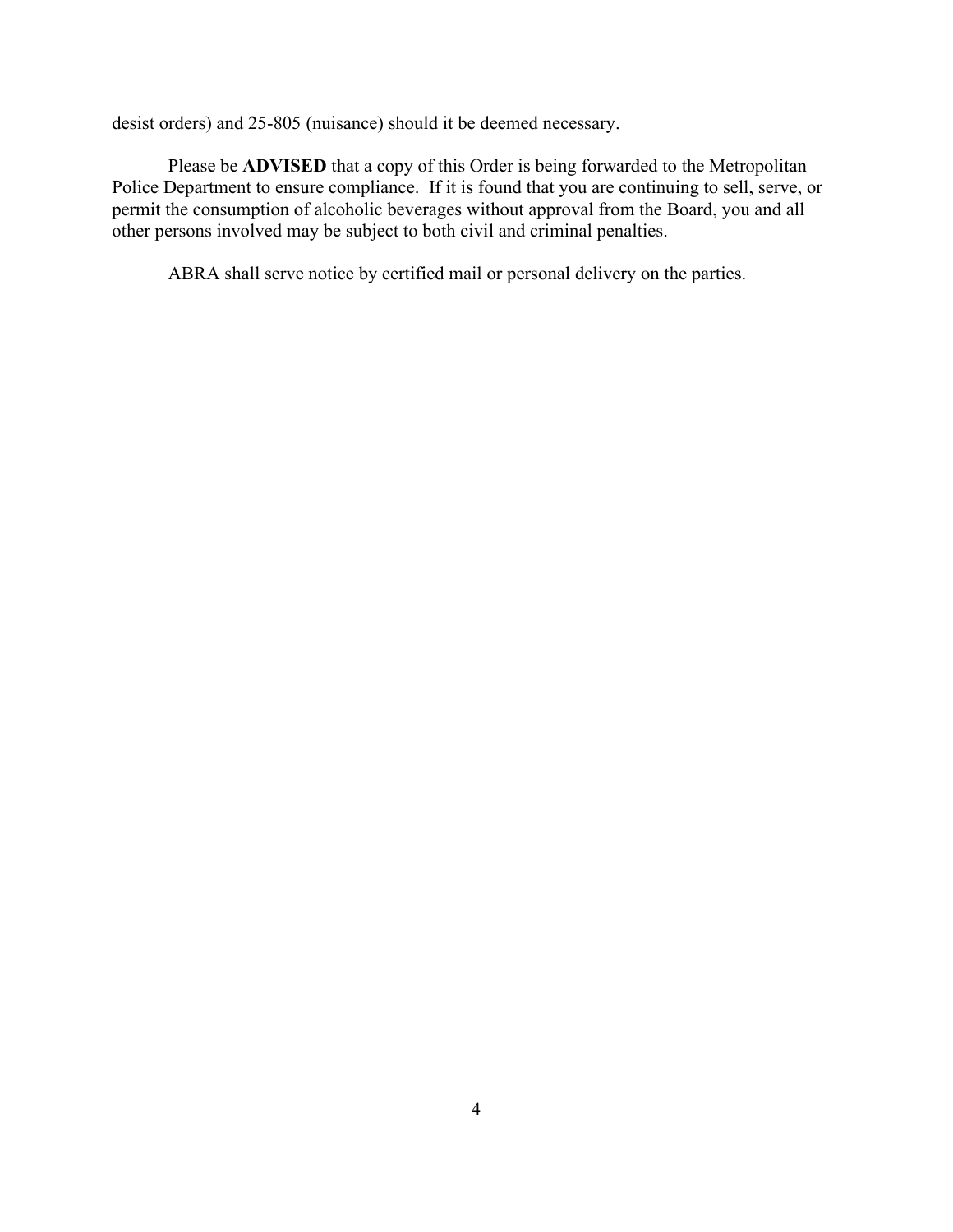desist orders) and 25-805 (nuisance) should it be deemed necessary.

Please be **ADVISED** that a copy of this Order is being forwarded to the Metropolitan Police Department to ensure compliance. If it is found that you are continuing to sell, serve, or permit the consumption of alcoholic beverages without approval from the Board, you and all other persons involved may be subject to both civil and criminal penalties.

ABRA shall serve notice by certified mail or personal delivery on the parties.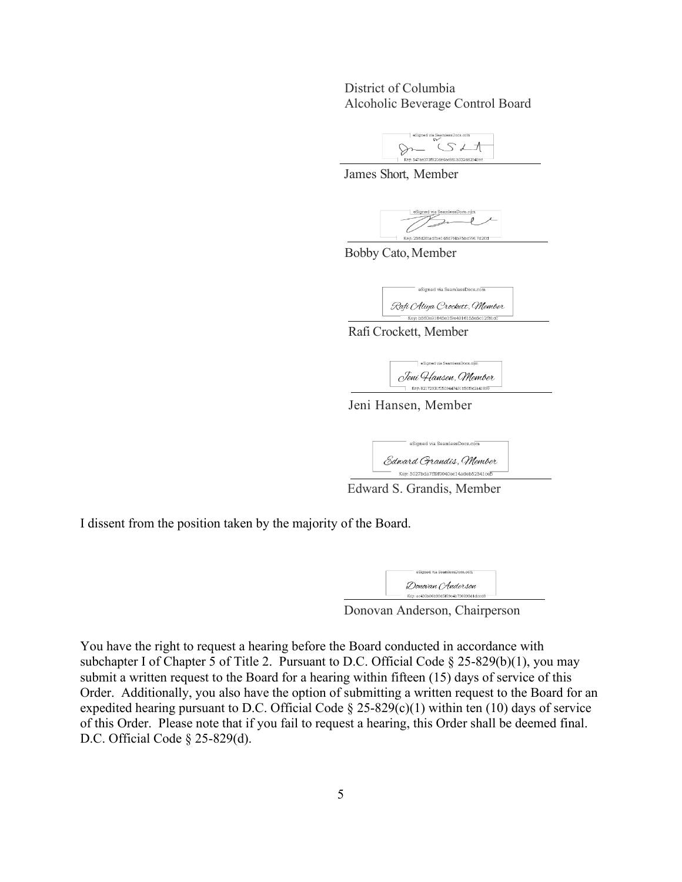District of Columbia
Alcoholic Beverage Control Board

James Short, Member

Bobby Cato, Member

Rafi Crockett, Member

Jeni Hansen, Member

Edward S. Grandis, Member

I dissent from the position taken by the majority of the Board.

Donovan Anderson, Chairperson

You have the right to request a hearing before the Board conducted in accordance with subchapter I of Chapter 5 of Title 2. Pursuant to D.C. Official Code § 25-829(b)(1), you may submit a written request to the Board for a hearing within fifteen (15) days of service of this Order. Additionally, you also have the option of submitting a written request to the Board for an expedited hearing pursuant to D.C. Official Code § 25-829(c)(1) within ten (10) days of service of this Order. Please note that if you fail to request a hearing, this Order shall be deemed final. D.C. Official Code § 25-829(d).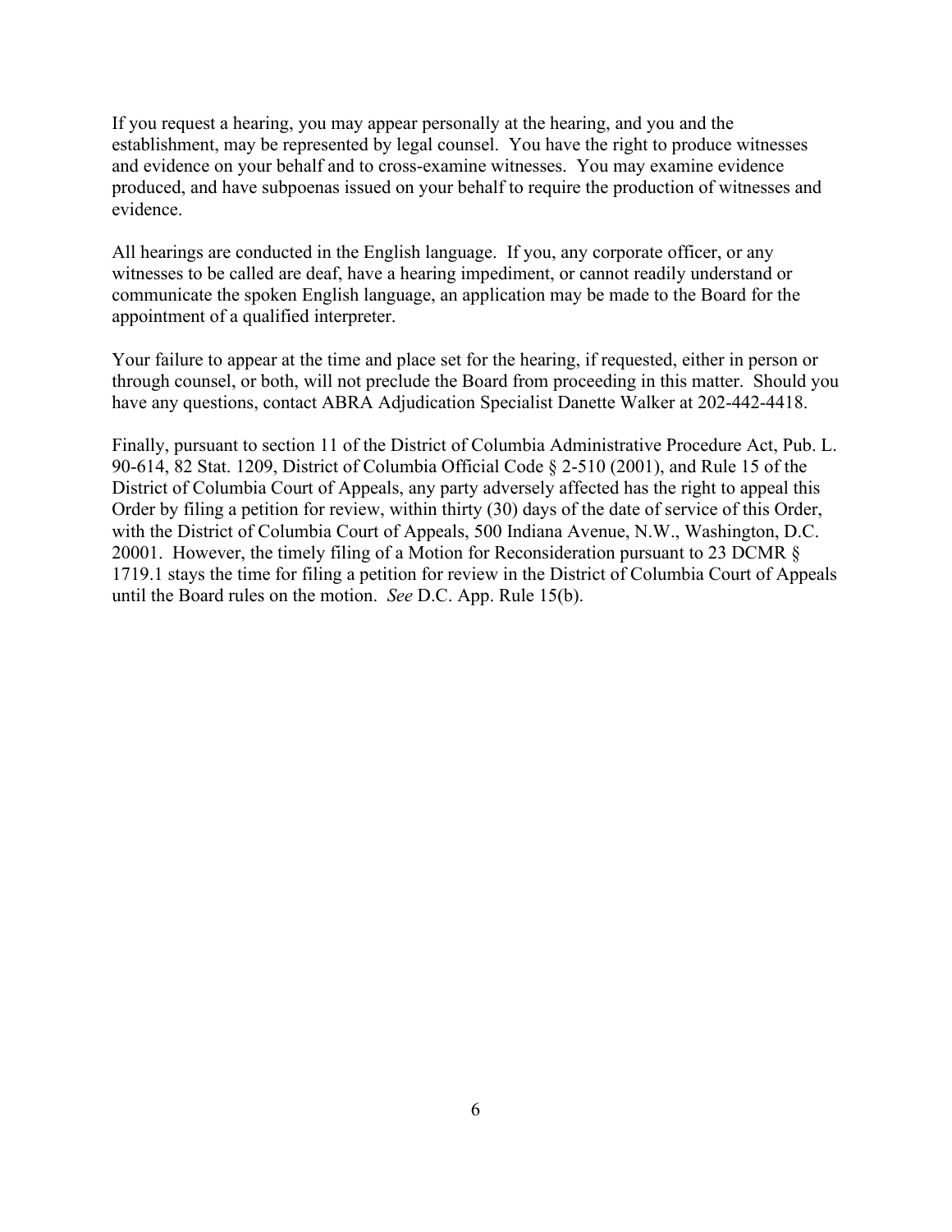If you request a hearing, you may appear personally at the hearing, and you and the establishment, may be represented by legal counsel. You have the right to produce witnesses and evidence on your behalf and to cross-examine witnesses. You may examine evidence produced, and have subpoenas issued on your behalf to require the production of witnesses and evidence.

All hearings are conducted in the English language. If you, any corporate officer, or any witnesses to be called are deaf, have a hearing impediment, or cannot readily understand or communicate the spoken English language, an application may be made to the Board for the appointment of a qualified interpreter.

Your failure to appear at the time and place set for the hearing, if requested, either in person or through counsel, or both, will not preclude the Board from proceeding in this matter. Should you have any questions, contact ABRA Adjudication Specialist Danette Walker at 202-442-4418.

Finally, pursuant to section 11 of the District of Columbia Administrative Procedure Act, Pub. L. 90-614, 82 Stat. 1209, District of Columbia Official Code § 2-510 (2001), and Rule 15 of the District of Columbia Court of Appeals, any party adversely affected has the right to appeal this Order by filing a petition for review, within thirty (30) days of the date of service of this Order, with the District of Columbia Court of Appeals, 500 Indiana Avenue, N.W., Washington, D.C. 20001. However, the timely filing of a Motion for Reconsideration pursuant to 23 DCMR § 1719.1 stays the time for filing a petition for review in the District of Columbia Court of Appeals until the Board rules on the motion. *See* D.C. App. Rule 15(b).